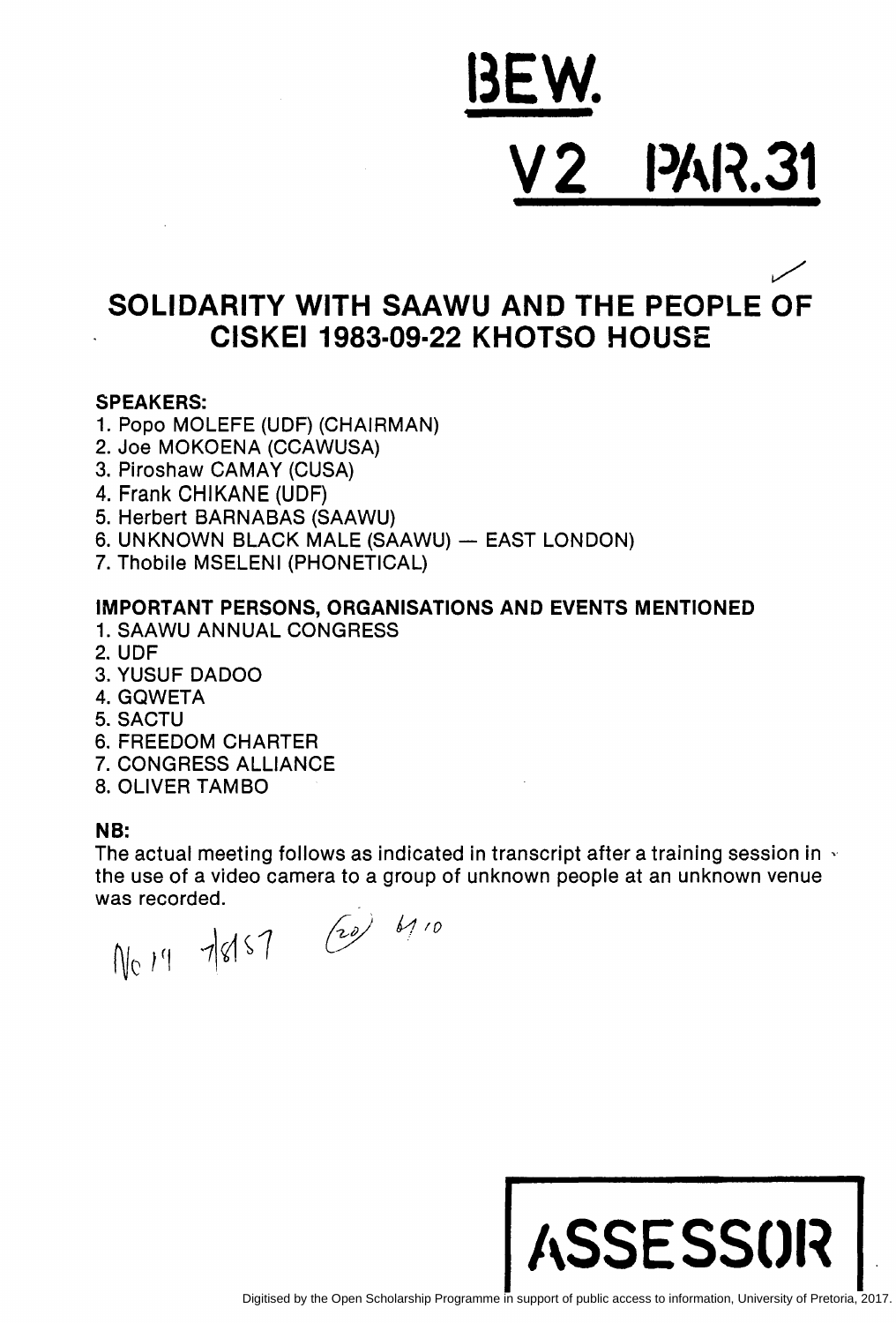# BEW.

# V2 PAR.31

## SOLIDARITY WITH SAAWU AND THE PEOPLE OF CISKEI 1983-09-22 KHOTSO HOUSE

**SPEAKERS:**

1. Popo MOLEFE (UDF) (CHAIRMAN)
2. Joe MOKOENA (CCAWUSA)
3. Piroshaw CAMAY (CUSA)
4. Frank CHIKANE (UDF)
5. Herbert BARNABAS (SAAWU)
6. UNKNOWN BLACK MALE (SAAWU) — EAST LONDON)
7. Thobile MSELENI (PHONETICAL)

**IMPORTANT PERSONS, ORGANISATIONS AND EVENTS MENTIONED**

1. SAAWU ANNUAL CONGRESS
2. UDF
3. YUSUF DADOO
4. GQWETA
5. SACTU
6. FREEDOM CHARTER
7. CONGRESS ALLIANCE
8. OLIVER TAMBO

**NB:**

The actual meeting follows as indicated in transcript after a training session in the use of a video camera to a group of unknown people at an unknown venue was recorded.

No 19 7/8157 (20) 6/10

ASSESSOR

Digitised by the Open Scholarship Programme in support of public access to information, University of Pretoria, 2017.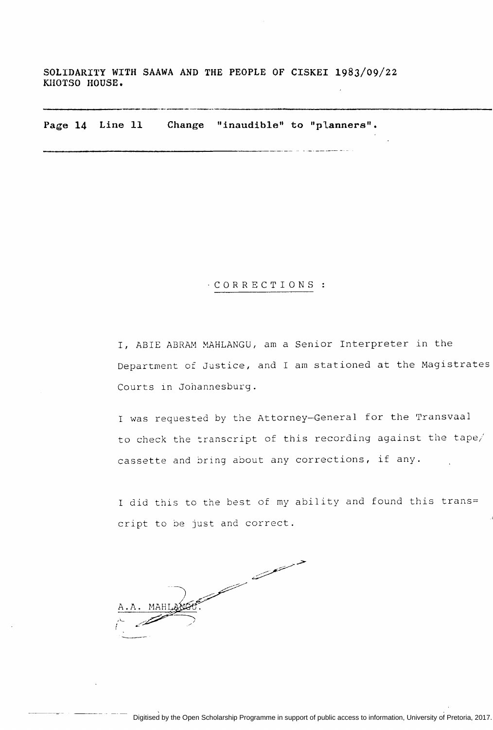SOLIDARITY WITH SAAWA AND THE PEOPLE OF CISKEI 1983/09/22
KHOTSO HOUSE.

---

**Page 14 Line 11 Change "inaudible" to "planners".**

---

## CORRECTIONS :

I, ABIE ABRAM MAHLANGU, am a Senior Interpreter in the Department of Justice, and I am stationed at the Magistrates Courts in Johannesburg.

I was requested by the Attorney-General for the Transvaal to check the transcript of this recording against the tape/ cassette and bring about any corrections, if any.

I did this to the best of my ability and found this trans= cript to be just and correct.

A.A. MAHLANGU.

Digitised by the Open Scholarship Programme in support of public access to information, University of Pretoria, 2017.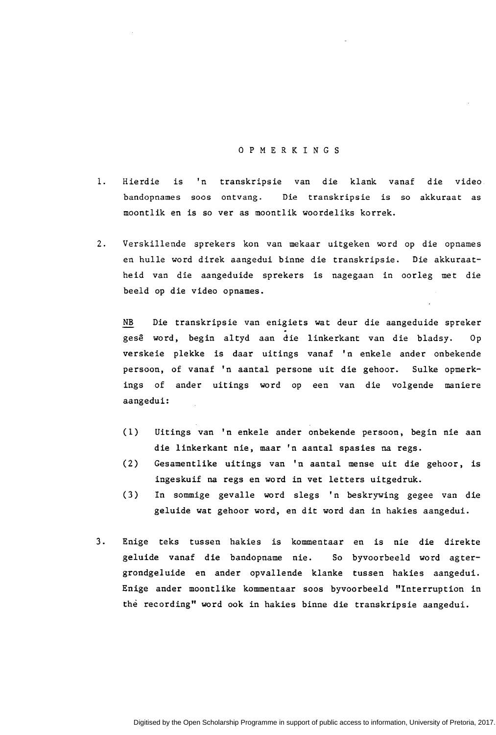# OPMERKINGS

1. Hierdie is 'n transkripsie van die klank vanaf die video bandopnames soos ontvang. Die transkripsie is so akkuraat as moontlik en is so ver as moontlik woordeliks korrek.

2. Verskillende sprekers kon van mekaar uitgeken word op die opnames en hulle word direk aangedui binne die transkripsie. Die akkuraatheid van die aangeduide sprekers is nagegaan in oorleg met die beeld op die video opnames.

   NB Die transkripsie van enigiets wat deur die aangeduide spreker gesê word, begin altyd aan die linkerkant van die bladsy. Op verskeie plekke is daar uitings vanaf 'n enkele ander onbekende persoon, of vanaf 'n aantal persone uit die gehoor. Sulke opmerkings of ander uitings word op een van die volgende maniere aangedui:

   (1) Uitings van 'n enkele ander onbekende persoon, begin nie aan die linkerkant nie, maar 'n aantal spasies na regs.
   (2) Gesamentlike uitings van 'n aantal mense uit die gehoor, is ingeskuif na regs en word in vet letters uitgedruk.
   (3) In sommige gevalle word slegs 'n beskrywing gegee van die geluide wat gehoor word, en dit word dan in hakies aangedui.

3. Enige teks tussen hakies is kommentaar en is nie die direkte geluide vanaf die bandopname nie. So byvoorbeeld word agtergrondgeluide en ander opvallende klanke tussen hakies aangedui. Enige ander moontlike kommentaar soos byvoorbeeld "Interruption in the recording" word ook in hakies binne die transkripsie aangedui.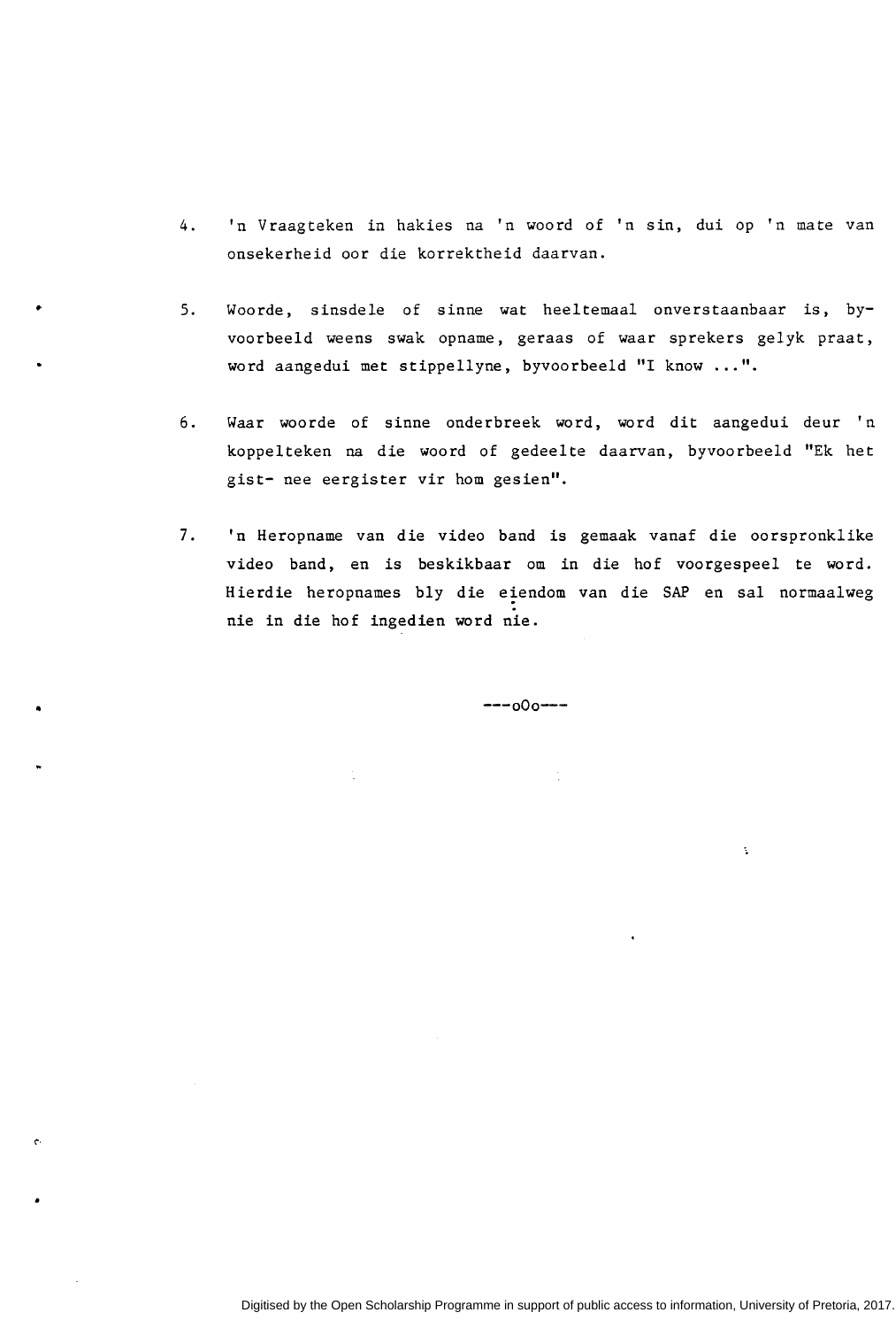4. 'n Vraagteken in hakies na 'n woord of 'n sin, dui op 'n mate van onsekerheid oor die korrektheid daarvan.

5. Woorde, sinsdele of sinne wat heeltemaal onverstaanbaar is, byvoorbeeld weens swak opname, geraas of waar sprekers gelyk praat, word aangedui met stippellyne, byvoorbeeld "I know ...".

6. Waar woorde of sinne onderbreek word, word dit aangedui deur 'n koppelteken na die woord of gedeelte daarvan, byvoorbeeld "Ek het gist- nee eergister vir hom gesien".

7. 'n Heropname van die video band is gemaak vanaf die oorspronklike video band, en is beskikbaar om in die hof voorgespeel te word. Hierdie heropnames bly die eiendom van die SAP en sal normaalweg nie in die hof ingedien word nie.

---oOo---

Digitised by the Open Scholarship Programme in support of public access to information, University of Pretoria, 2017.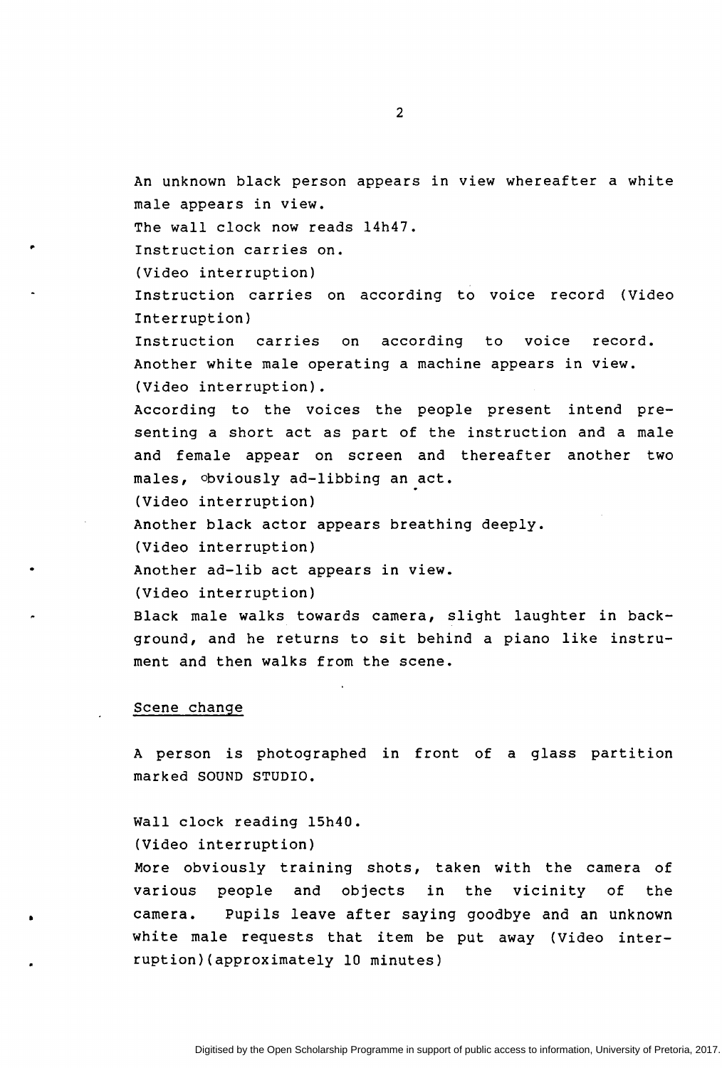An unknown black person appears in view whereafter a white male appears in view.

The wall clock now reads 14h47.

Instruction carries on.

(Video interruption)

Instruction carries on according to voice record (Video Interruption)

Instruction carries on according to voice record.

Another white male operating a machine appears in view.

(Video interruption).

According to the voices the people present intend presenting a short act as part of the instruction and a male and female appear on screen and thereafter another two males, obviously ad-libbing an act.

(Video interruption)

Another black actor appears breathing deeply.

(Video interruption)

Another ad-lib act appears in view.

(Video interruption)

Black male walks towards camera, slight laughter in background, and he returns to sit behind a piano like instrument and then walks from the scene.

<u>Scene change</u>

A person is photographed in front of a glass partition marked SOUND STUDIO.

Wall clock reading 15h40.

(Video interruption)

More obviously training shots, taken with the camera of various people and objects in the vicinity of the camera. Pupils leave after saying goodbye and an unknown white male requests that item be put away (Video interruption)(approximately 10 minutes)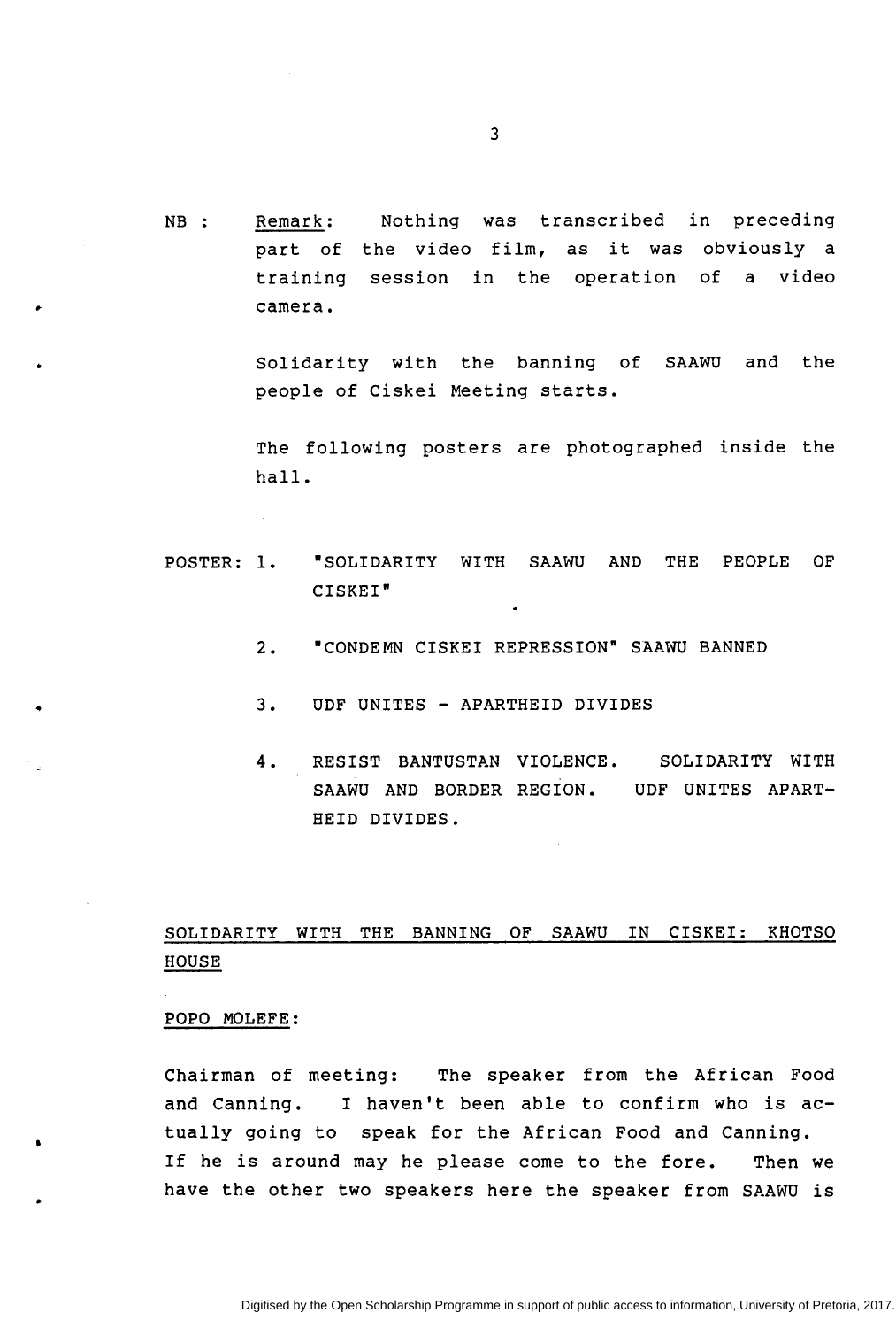NB : <u>Remark</u>: Nothing was transcribed in preceding part of the video film, as it was obviously a training session in the operation of a video camera.

Solidarity with the banning of SAAWU and the people of Ciskei Meeting starts.

The following posters are photographed inside the hall.

POSTER:

1. "SOLIDARITY WITH SAAWU AND THE PEOPLE OF CISKEI"
2. "CONDEMN CISKEI REPRESSION" SAAWU BANNED
3. UDF UNITES - APARTHEID DIVIDES
4. RESIST BANTUSTAN VIOLENCE. SOLIDARITY WITH SAAWU AND BORDER REGION. UDF UNITES APARTHEID DIVIDES.

<u>SOLIDARITY WITH THE BANNING OF SAAWU IN CISKEI: KHOTSO HOUSE</u>

<u>POPO MOLEFE</u>:

Chairman of meeting: The speaker from the African Food and Canning. I haven't been able to confirm who is actually going to speak for the African Food and Canning. If he is around may he please come to the fore. Then we have the other two speakers here the speaker from SAAWU is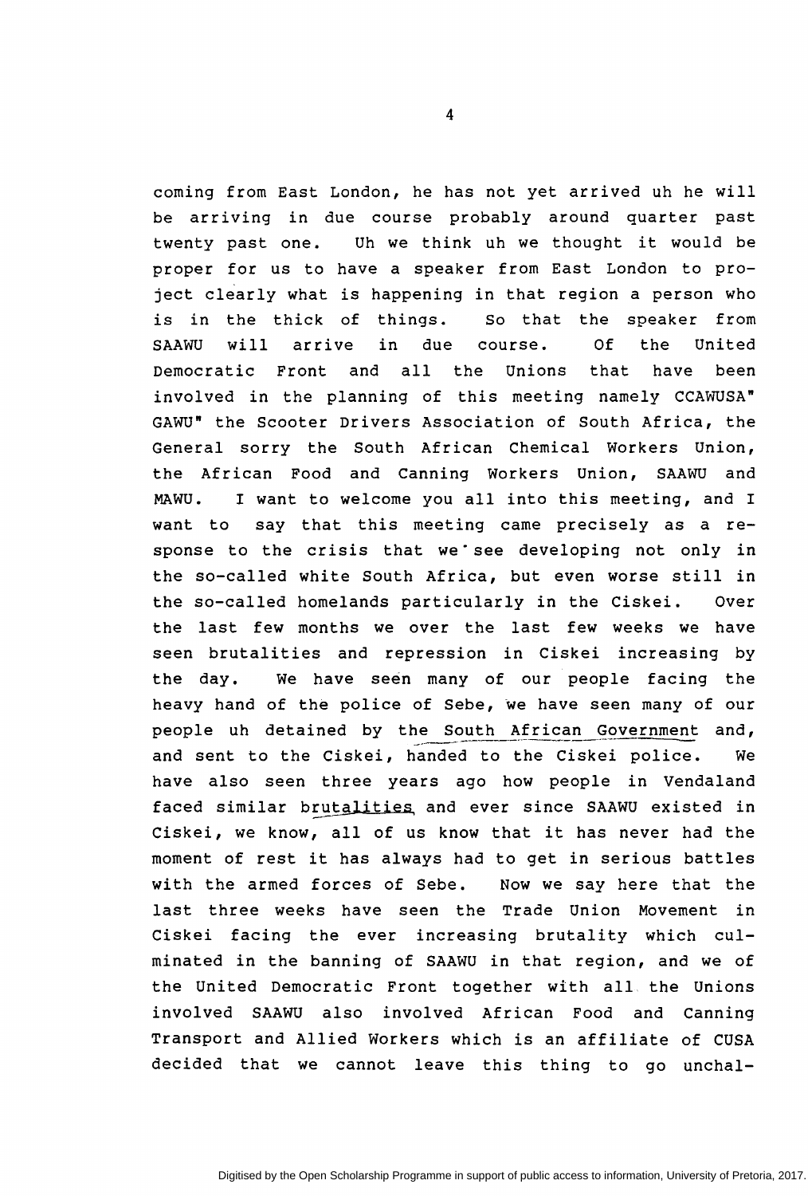coming from East London, he has not yet arrived uh he will be arriving in due course probably around quarter past twenty past one. Uh we think uh we thought it would be proper for us to have a speaker from East London to project clearly what is happening in that region a person who is in the thick of things. So that the speaker from SAAWU will arrive in due course. Of the United Democratic Front and all the Unions that have been involved in the planning of this meeting namely CCAWUSA" GAWU" the Scooter Drivers Association of South Africa, the General sorry the South African Chemical Workers Union, the African Food and Canning Workers Union, SAAWU and MAWU. I want to welcome you all into this meeting, and I want to say that this meeting came precisely as a response to the crisis that we see developing not only in the so-called white South Africa, but even worse still in the so-called homelands particularly in the Ciskei. Over the last few months we over the last few weeks we have seen brutalities and repression in Ciskei increasing by the day. We have seen many of our people facing the heavy hand of the police of Sebe, we have seen many of our people uh detained by the South African Government and, and sent to the Ciskei, handed to the Ciskei police. We have also seen three years ago how people in Vendaland faced similar brutalities and ever since SAAWU existed in Ciskei, we know, all of us know that it has never had the moment of rest it has always had to get in serious battles with the armed forces of Sebe. Now we say here that the last three weeks have seen the Trade Union Movement in Ciskei facing the ever increasing brutality which culminated in the banning of SAAWU in that region, and we of the United Democratic Front together with all the Unions involved SAAWU also involved African Food and Canning Transport and Allied Workers which is an affiliate of CUSA decided that we cannot leave this thing to go unchal-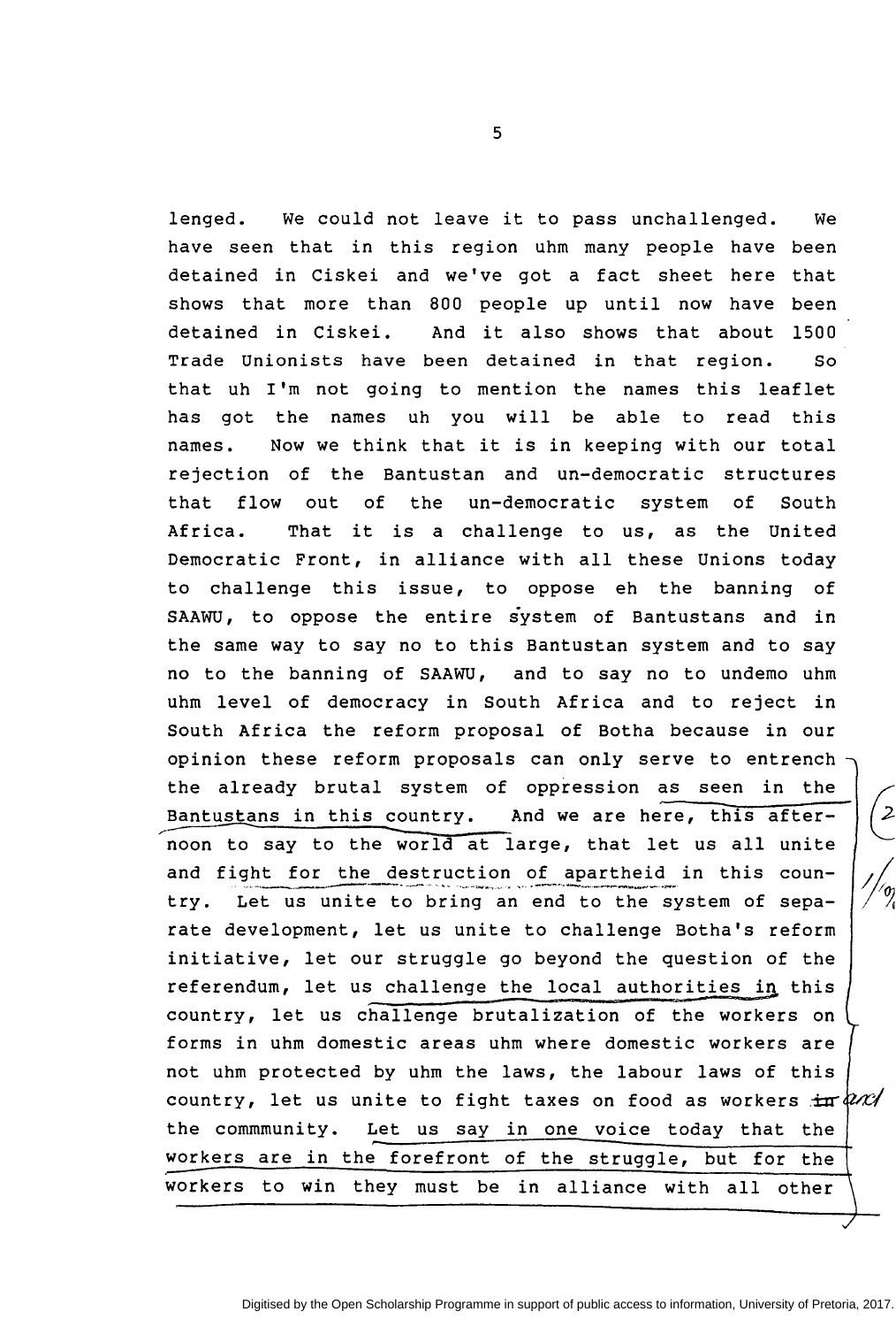lenged. We could not leave it to pass unchallenged. We have seen that in this region uhm many people have been detained in Ciskei and we've got a fact sheet here that shows that more than 800 people up until now have been detained in Ciskei. And it also shows that about 1500 Trade Unionists have been detained in that region. So that uh I'm not going to mention the names this leaflet has got the names uh you will be able to read this names. Now we think that it is in keeping with our total rejection of the Bantustan and un-democratic structures that flow out of the un-democratic system of South Africa. That it is a challenge to us, as the United Democratic Front, in alliance with all these Unions today to challenge this issue, to oppose eh the banning of SAAWU, to oppose the entire system of Bantustans and in the same way to say no to this Bantustan system and to say no to the banning of SAAWU, and to say no to undemo uhm uhm level of democracy in South Africa and to reject in South Africa the reform proposal of Botha because in our opinion these reform proposals can only serve to entrench the already brutal system of oppression as seen in the Bantustans in this country. And we are here, this afternoon to say to the world at large, that let us all unite and fight for the destruction of apartheid in this country. Let us unite to bring an end to the system of separate development, let us unite to challenge Botha's reform initiative, let our struggle go beyond the question of the referendum, let us challenge the local authorities in this country, let us challenge brutalization of the workers on forms in uhm domestic areas uhm where domestic workers are not uhm protected by uhm the laws, the labour laws of this country, let us unite to fight taxes on food as workers ~~in~~ and the commmunity. Let us say in one voice today that the workers are in the forefront of the struggle, but for the workers to win they must be in alliance with all other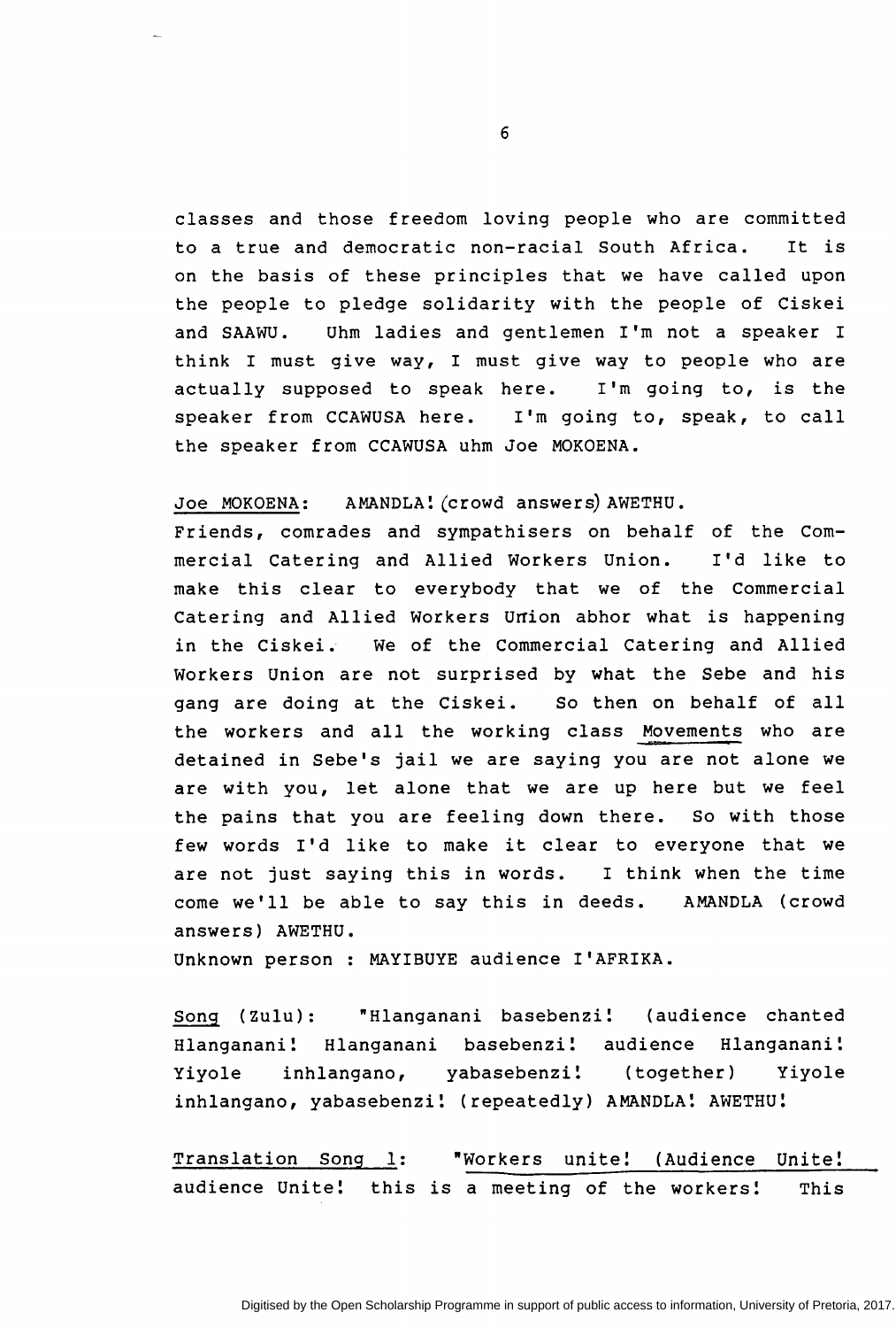classes and those freedom loving people who are committed to a true and democratic non-racial South Africa. It is on the basis of these principles that we have called upon the people to pledge solidarity with the people of Ciskei and SAAWU. Uhm ladies and gentlemen I'm not a speaker I think I must give way, I must give way to people who are actually supposed to speak here. I'm going to, is the speaker from CCAWUSA here. I'm going to, speak, to call the speaker from CCAWUSA uhm Joe MOKOENA.

Joe MOKOENA: AMANDLA! (crowd answers) AWETHU.
Friends, comrades and sympathisers on behalf of the Commercial Catering and Allied Workers Union. I'd like to make this clear to everybody that we of the Commercial Catering and Allied Workers Union abhor what is happening in the Ciskei. We of the Commercial Catering and Allied Workers Union are not surprised by what the Sebe and his gang are doing at the Ciskei. So then on behalf of all the workers and all the working class Movements who are detained in Sebe's jail we are saying you are not alone we are with you, let alone that we are up here but we feel the pains that you are feeling down there. So with those few words I'd like to make it clear to everyone that we are not just saying this in words. I think when the time come we'll be able to say this in deeds. AMANDLA (crowd answers) AWETHU.
Unknown person : MAYIBUYE audience I'AFRIKA.

Song (Zulu): "Hlanganani basebenzi! (audience chanted Hlanganani! Hlanganani basebenzi! audience Hlanganani! Yiyole inhlangano, yabasebenzi! (together) Yiyole inhlangano, yabasebenzi! (repeatedly) AMANDLA! AWETHU!

Translation Song 1: "Workers unite! (Audience Unite! audience Unite! this is a meeting of the workers! This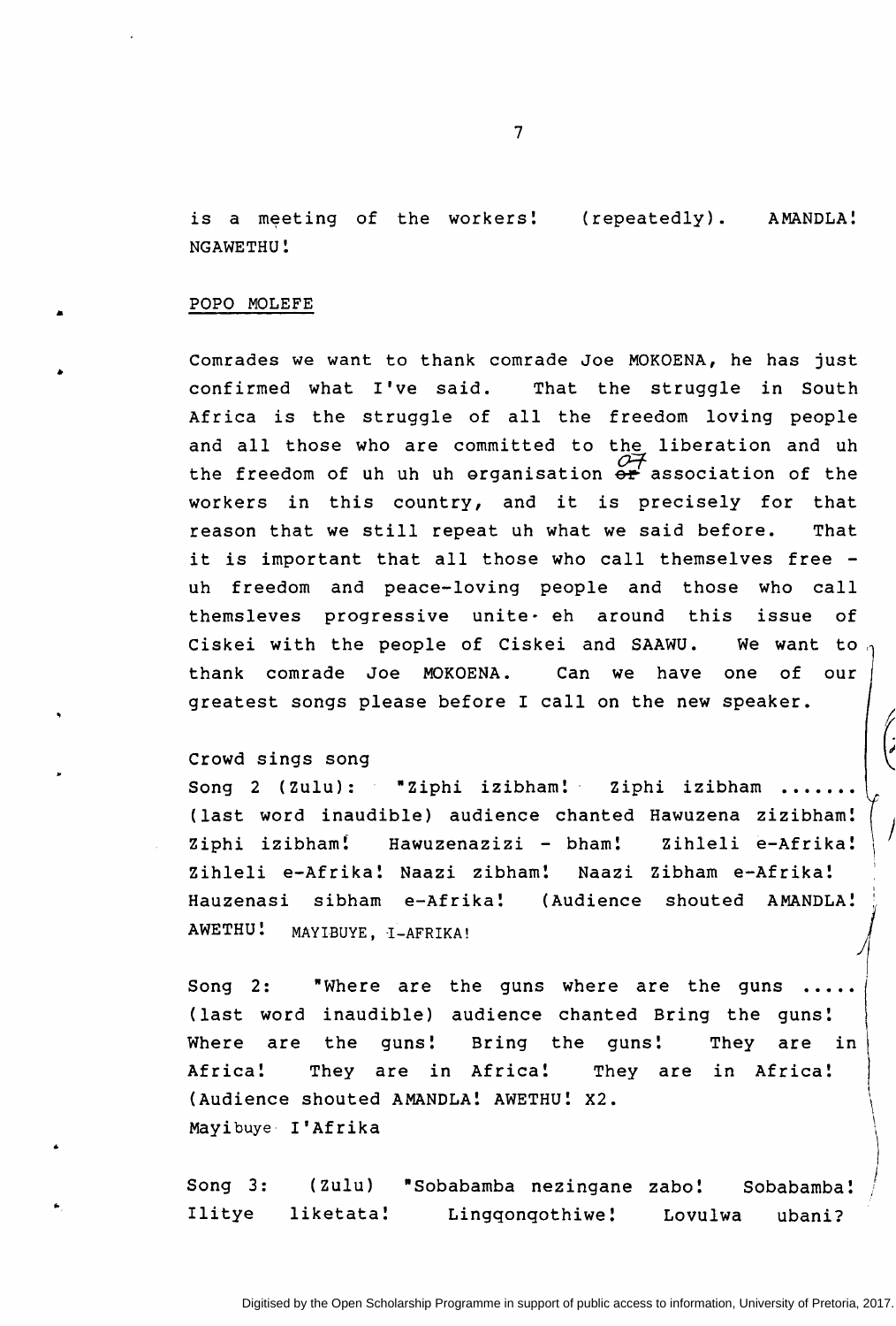is a meeting of the workers! (repeatedly). AMANDLA! NGAWETHU!

POPO MOLEFE

Comrades we want to thank comrade Joe MOKOENA, he has just confirmed what I've said. That the struggle in South Africa is the struggle of all the freedom loving people and all those who are committed to the liberation and uh the freedom of uh uh uh organisation of association of the workers in this country, and it is precisely for that reason that we still repeat uh what we said before. That it is important that all those who call themselves free - uh freedom and peace-loving people and those who call themsleves progressive unite eh around this issue of Ciskei with the people of Ciskei and SAAWU. We want to thank comrade Joe MOKOENA. Can we have one of our greatest songs please before I call on the new speaker.

Crowd sings song

Song 2 (Zulu): "Ziphi izibham! Ziphi izibham ....... (last word inaudible) audience chanted Hawuzena zizibham! Ziphi izibham! Hawuzenazizi - bham! Zihleli e-Afrika! Zihleli e-Afrika! Naazi zibham! Naazi Zibham e-Afrika! Hauzenasi sibham e-Afrika! (Audience shouted AMANDLA! AWETHU! MAYIBUYE, I-AFRIKA!

Song 2: "Where are the guns where are the guns ..... (last word inaudible) audience chanted Bring the guns! Where are the guns! Bring the guns! They are in Africa! They are in Africa! They are in Africa! (Audience shouted AMANDLA! AWETHU! X2. Mayibuye I'Afrika

Song 3: (Zulu) "Sobabamba nezingane zabo! Sobabamba! Ilitye liketata! Lingqongothiwe! Lovulwa ubani?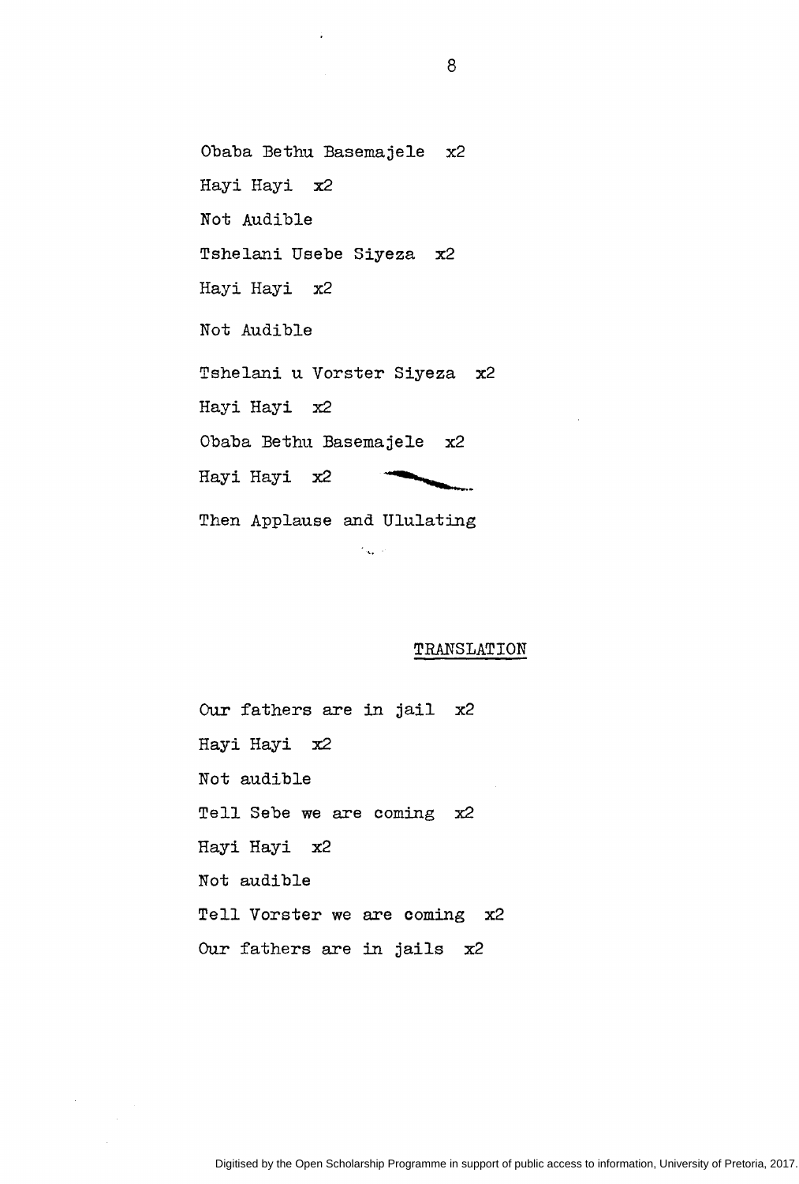Obaba Bethu Basemajele x2

Hayi Hayi x2

Not Audible

Tshelani Usebe Siyeza x2

Hayi Hayi x2

Not Audible

Tshelani u Vorster Siyeza x2

Hayi Hayi x2

Obaba Bethu Basemajele x2

Hayi Hayi x2

Then Applause and Ululating

## TRANSLATION

Our fathers are in jail x2

Hayi Hayi x2

Not audible

Tell Sebe we are coming x2

Hayi Hayi x2

Not audible

Tell Vorster we are coming x2

Our fathers are in jails x2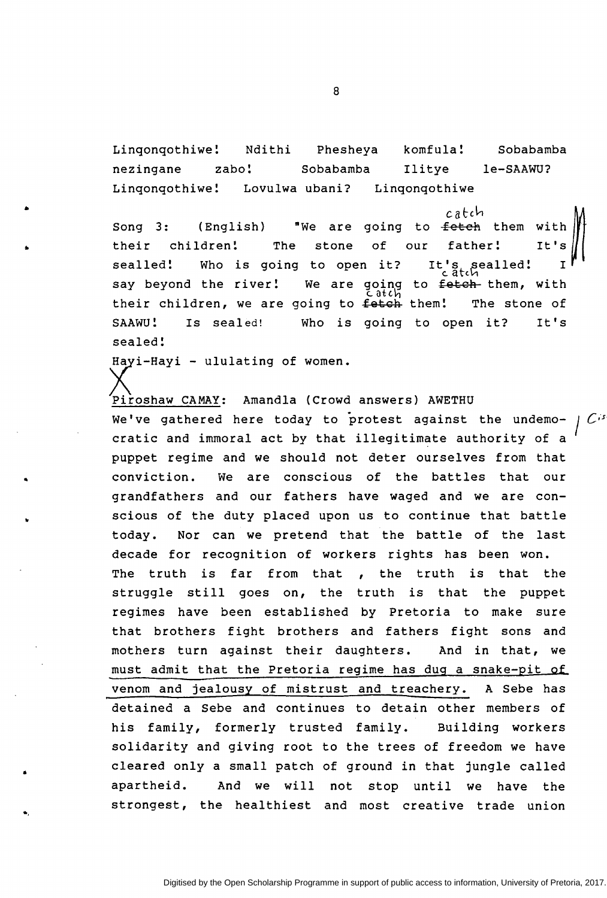Linqonqothiwe! Ndithi Phesheya komfula! Sobabamba nezingane zabo! Sobabamba Ilitye le-SAAWU? Linqonqothiwe! Lovulwa ubani? Linqonqothiwe

Song 3: (English) "We are going to ~~fetch~~ catch them with their children! The stone of our father! It's sealled! Who is going to open it? It's sealled! I say beyond the river! We are going to ~~fetch~~ catch them, with their children, we are going to ~~fetch~~ catch them! The stone of SAAWU! Is sealed! Who is going to open it? It's sealed!

Hayi-Hayi - ululating of women.

Piroshaw CAMAY: Amandla (Crowd answers) AWETHU

We've gathered here today to protest against the undemocratic and immoral act by that illegitimate authority of a puppet regime and we should not deter ourselves from that conviction. We are conscious of the battles that our grandfathers and our fathers have waged and we are conscious of the duty placed upon us to continue that battle today. Nor can we pretend that the battle of the last decade for recognition of workers rights has been won. The truth is far from that , the truth is that the struggle still goes on, the truth is that the puppet regimes have been established by Pretoria to make sure that brothers fight brothers and fathers fight sons and mothers turn against their daughters. And in that, we must admit that the Pretoria regime has dug a snake-pit of venom and jealousy of mistrust and treachery. A Sebe has detained a Sebe and continues to detain other members of his family, formerly trusted family. Building workers solidarity and giving root to the trees of freedom we have cleared only a small patch of ground in that jungle called apartheid. And we will not stop until we have the strongest, the healthiest and most creative trade union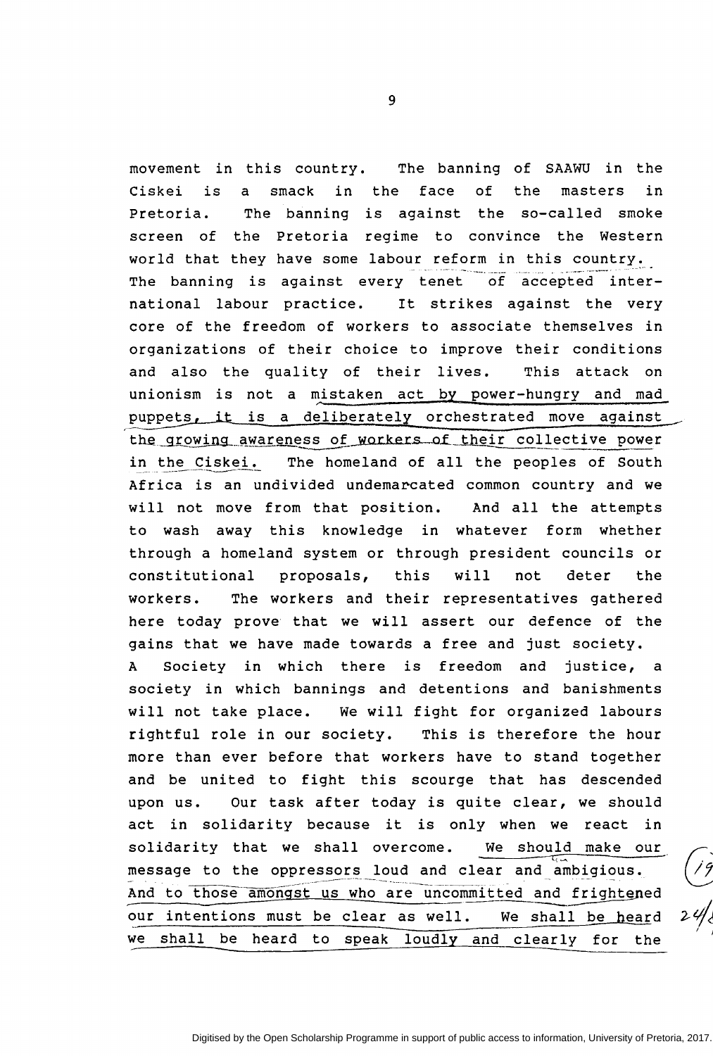movement in this country. The banning of SAAWU in the Ciskei is a smack in the face of the masters in Pretoria. The banning is against the so-called smoke screen of the Pretoria regime to convince the Western world that they have some labour reform in this country. The banning is against every tenet of accepted international labour practice. It strikes against the very core of the freedom of workers to associate themselves in organizations of their choice to improve their conditions and also the quality of their lives. This attack on unionism is not a mistaken act by power-hungry and mad puppets, it is a deliberately orchestrated move against the growing awareness of workers of their collective power in the Ciskei. The homeland of all the peoples of South Africa is an undivided undemarcated common country and we will not move from that position. And all the attempts to wash away this knowledge in whatever form whether through a homeland system or through president councils or constitutional proposals, this will not deter the workers. The workers and their representatives gathered here today prove that we will assert our defence of the gains that we have made towards a free and just society. A Society in which there is freedom and justice, a society in which bannings and detentions and banishments will not take place. We will fight for organized labours rightful role in our society. This is therefore the hour more than ever before that workers have to stand together and be united to fight this scourge that has descended upon us. Our task after today is quite clear, we should act in solidarity because it is only when we react in solidarity that we shall overcome. We should make our message to the oppressors loud and clear and ambigious. And to those amongst us who are uncommitted and frightened our intentions must be clear as well. We shall be heard we shall be heard to speak loudly and clearly for the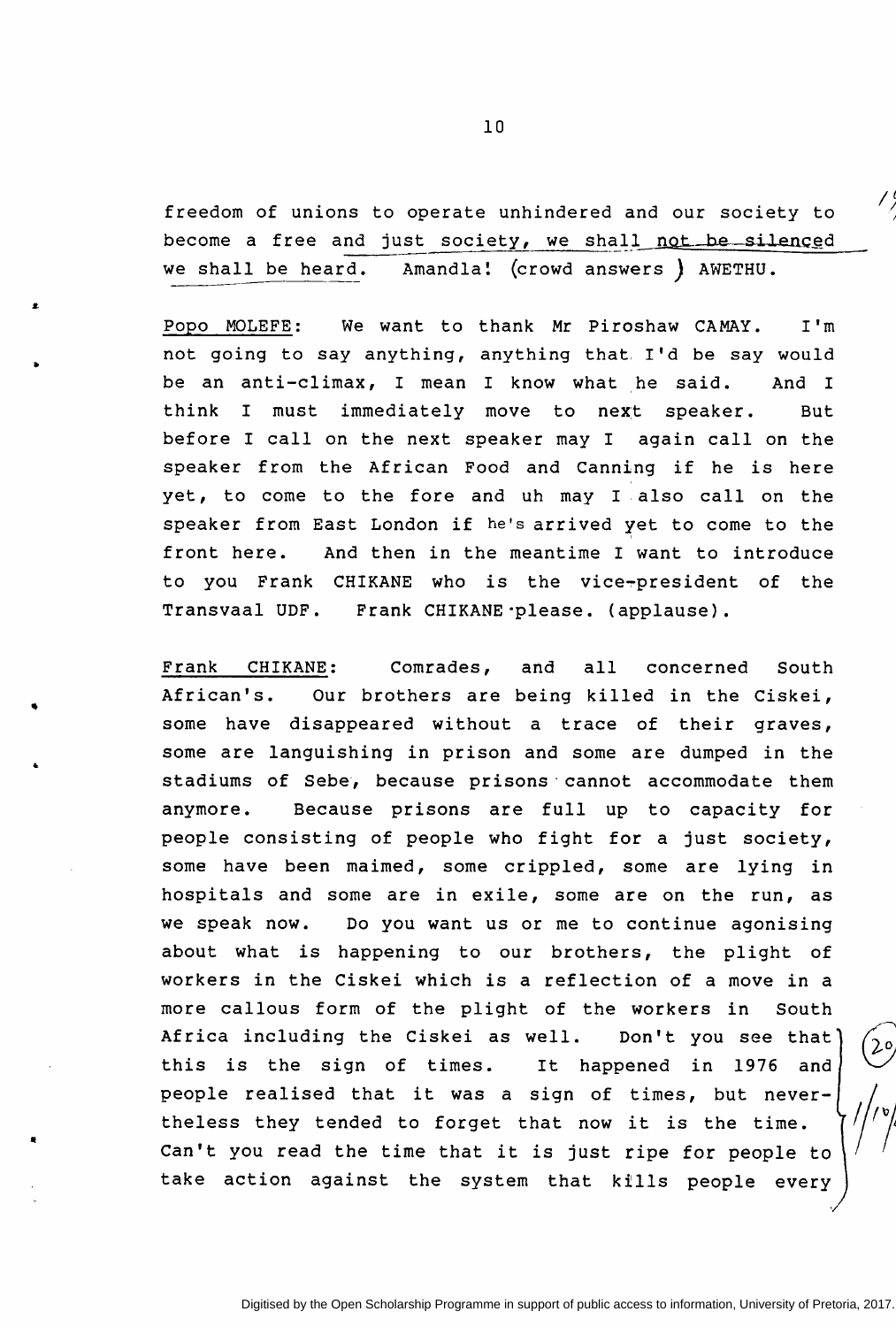freedom of unions to operate unhindered and our society to become a free and just society, we shall not be silenced we shall be heard. Amandla! (crowd answers ) AWETHU.

Popo MOLEFE: We want to thank Mr Piroshaw CAMAY. I'm not going to say anything, anything that I'd be say would be an anti-climax, I mean I know what he said. And I think I must immediately move to next speaker. But before I call on the next speaker may I again call on the speaker from the African Food and Canning if he is here yet, to come to the fore and uh may I also call on the speaker from East London if he's arrived yet to come to the front here. And then in the meantime I want to introduce to you Frank CHIKANE who is the vice-president of the Transvaal UDF. Frank CHIKANE please. (applause).

Frank CHIKANE: Comrades, and all concerned South African's. Our brothers are being killed in the Ciskei, some have disappeared without a trace of their graves, some are languishing in prison and some are dumped in the stadiums of Sebe, because prisons cannot accommodate them anymore. Because prisons are full up to capacity for people consisting of people who fight for a just society, some have been maimed, some crippled, some are lying in hospitals and some are in exile, some are on the run, as we speak now. Do you want us or me to continue agonising about what is happening to our brothers, the plight of workers in the Ciskei which is a reflection of a move in a more callous form of the plight of the workers in South Africa including the Ciskei as well. Don't you see that this is the sign of times. It happened in 1976 and people realised that it was a sign of times, but nevertheless they tended to forget that now it is the time. Can't you read the time that it is just ripe for people to take action against the system that kills people every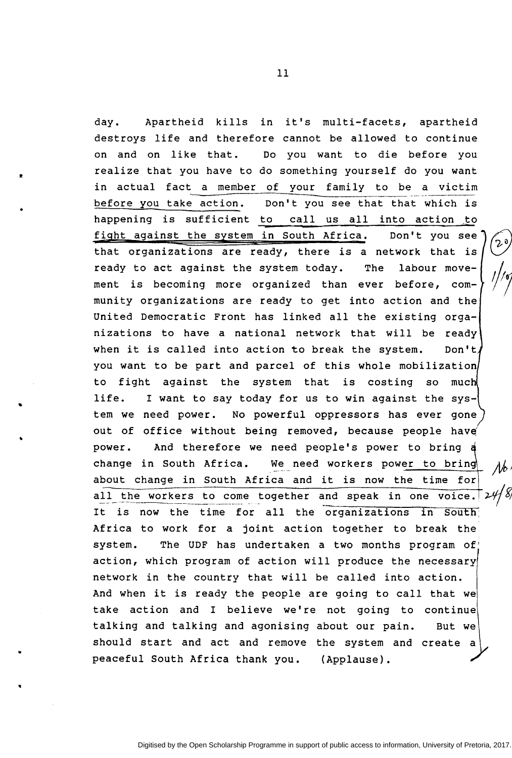day. Apartheid kills in it's multi-facets, apartheid destroys life and therefore cannot be allowed to continue on and on like that. Do you want to die before you realize that you have to do something yourself do you want in actual fact a member of your family to be a victim before you take action. Don't you see that that which is happening is sufficient to call us all into action to fight against the system in South Africa. Don't you see that organizations are ready, there is a network that is ready to act against the system today. The labour movement is becoming more organized than ever before, community organizations are ready to get into action and the United Democratic Front has linked all the existing organizations to have a national network that will be ready when it is called into action to break the system. Don't you want to be part and parcel of this whole mobilization to fight against the system that is costing so much life. I want to say today for us to win against the system we need power. No powerful oppressors has ever gone out of office without being removed, because people have power. And therefore we need people's power to bring a change in South Africa. We need workers power to bring about change in South Africa and it is now the time for all the workers to come together and speak in one voice. It is now the time for all the organizations in South Africa to work for a joint action together to break the system. The UDF has undertaken a two months program of action, which program of action will produce the necessary network in the country that will be called into action. And when it is ready the people are going to call that we take action and I believe we're not going to continue talking and talking and agonising about our pain. But we should start and act and remove the system and create a peaceful South Africa thank you. (Applause).

(20)

1/10

Nb. 24/8

Digitised by the Open Scholarship Programme in support of public access to information, University of Pretoria, 2017.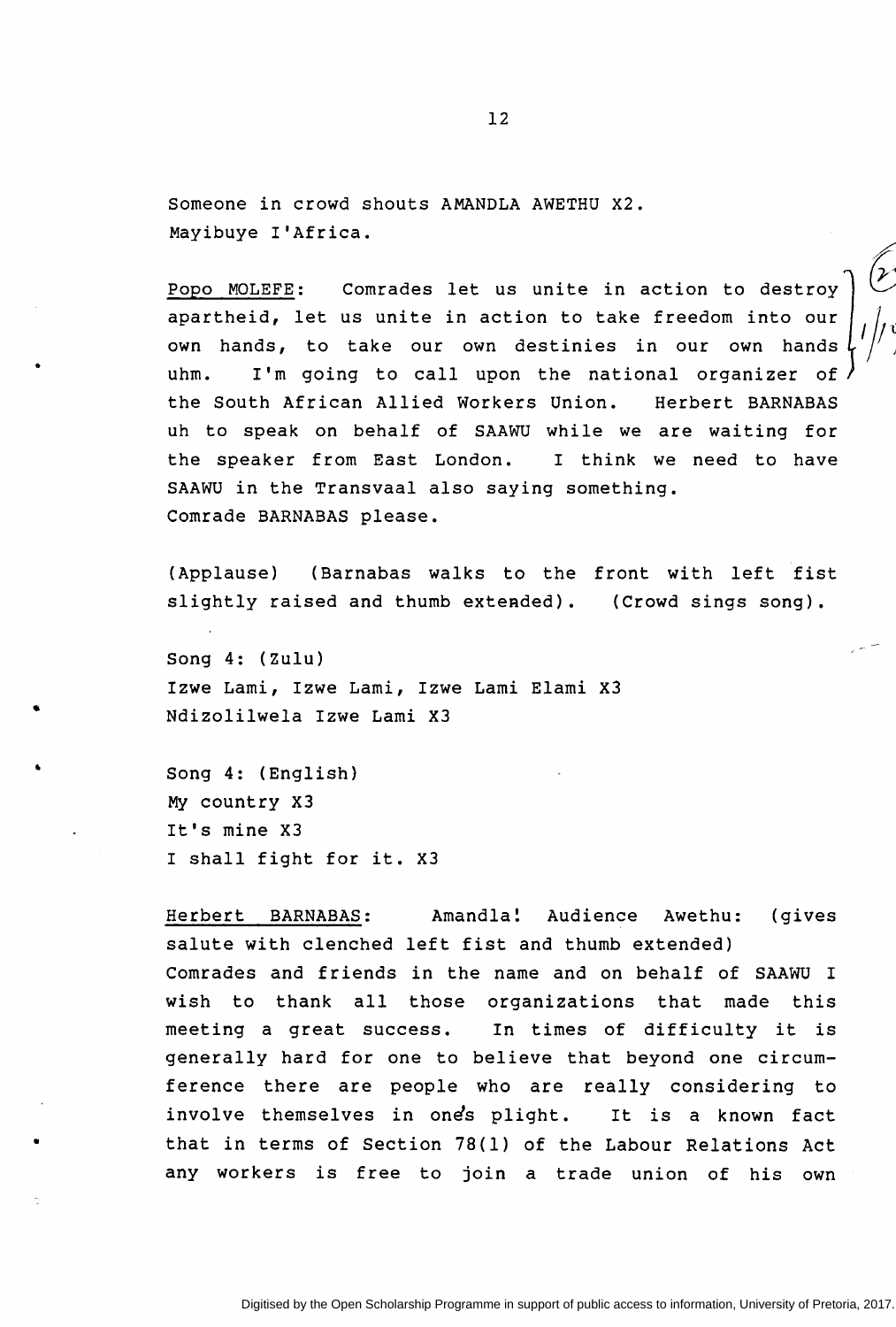Someone in crowd shouts AMANDLA AWETHU X2.
Mayibuye I'Africa.

Popo MOLEFE: Comrades let us unite in action to destroy apartheid, let us unite in action to take freedom into our own hands, to take our own destinies in our own hands uhm. I'm going to call upon the national organizer of the South African Allied Workers Union. Herbert BARNABAS uh to speak on behalf of SAAWU while we are waiting for the speaker from East London. I think we need to have SAAWU in the Transvaal also saying something. Comrade BARNABAS please.

(Applause) (Barnabas walks to the front with left fist slightly raised and thumb extended). (Crowd sings song).

Song 4: (Zulu)
Izwe Lami, Izwe Lami, Izwe Lami Elami X3
Ndizolilwela Izwe Lami X3

Song 4: (English)
My country X3
It's mine X3
I shall fight for it. X3

Herbert BARNABAS: Amandla! Audience Awethu: (gives salute with clenched left fist and thumb extended)
Comrades and friends in the name and on behalf of SAAWU I wish to thank all those organizations that made this meeting a great success. In times of difficulty it is generally hard for one to believe that beyond one circumference there are people who are really considering to involve themselves in one's plight. It is a known fact that in terms of Section 78(1) of the Labour Relations Act any workers is free to join a trade union of his own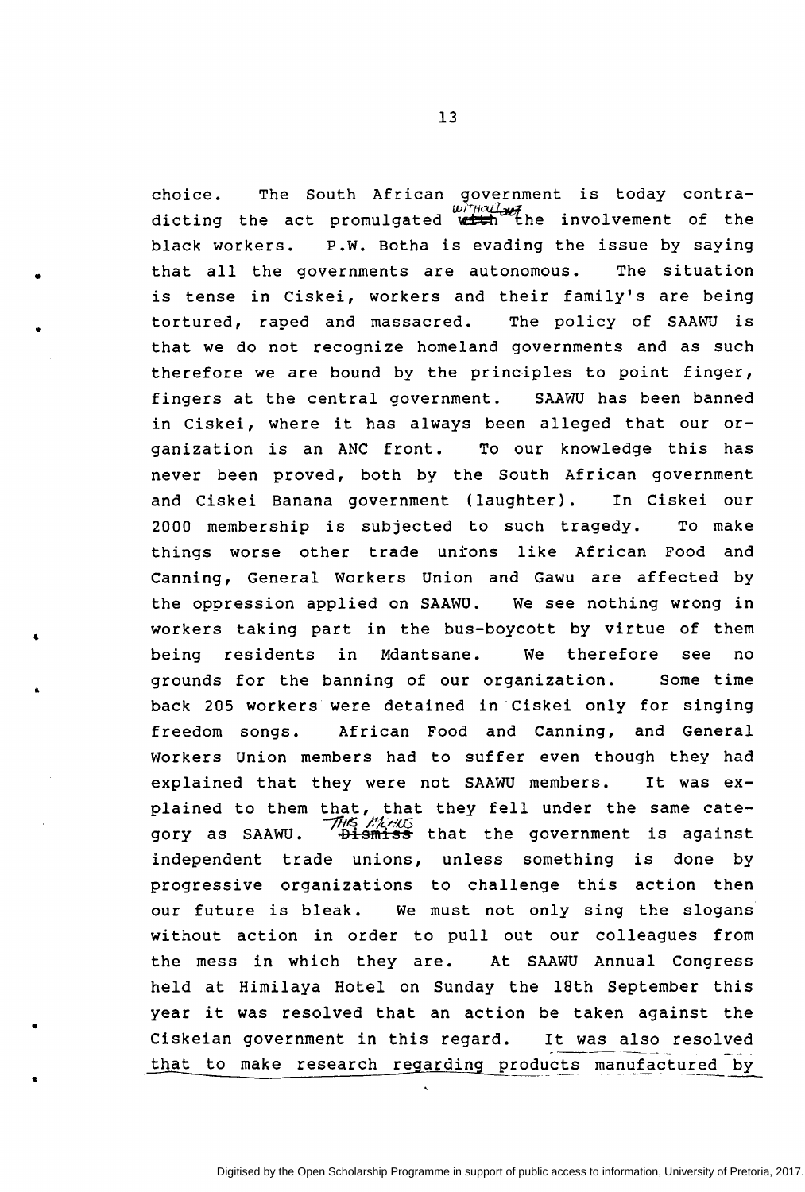choice. The South African government is today contradicting the act promulgated without the involvement of the black workers. P.W. Botha is evading the issue by saying that all the governments are autonomous. The situation is tense in Ciskei, workers and their family's are being tortured, raped and massacred. The policy of SAAWU is that we do not recognize homeland governments and as such therefore we are bound by the principles to point finger, fingers at the central government. SAAWU has been banned in Ciskei, where it has always been alleged that our organization is an ANC front. To our knowledge this has never been proved, both by the South African government and Ciskei Banana government (laughter). In Ciskei our 2000 membership is subjected to such tragedy. To make things worse other trade unions like African Food and Canning, General Workers Union and Gawu are affected by the oppression applied on SAAWU. We see nothing wrong in workers taking part in the bus-boycott by virtue of them being residents in Mdantsane. We therefore see no grounds for the banning of our organization. Some time back 205 workers were detained in Ciskei only for singing freedom songs. African Food and Canning, and General Workers Union members had to suffer even though they had explained that they were not SAAWU members. It was explained to them that, that they fell under the same category as SAAWU. This means that the government is against independent trade unions, unless something is done by progressive organizations to challenge this action then our future is bleak. We must not only sing the slogans without action in order to pull out our colleagues from the mess in which they are. At SAAWU Annual Congress held at Himilaya Hotel on Sunday the 18th September this year it was resolved that an action be taken against the Ciskeian government in this regard. It was also resolved that to make research regarding products manufactured by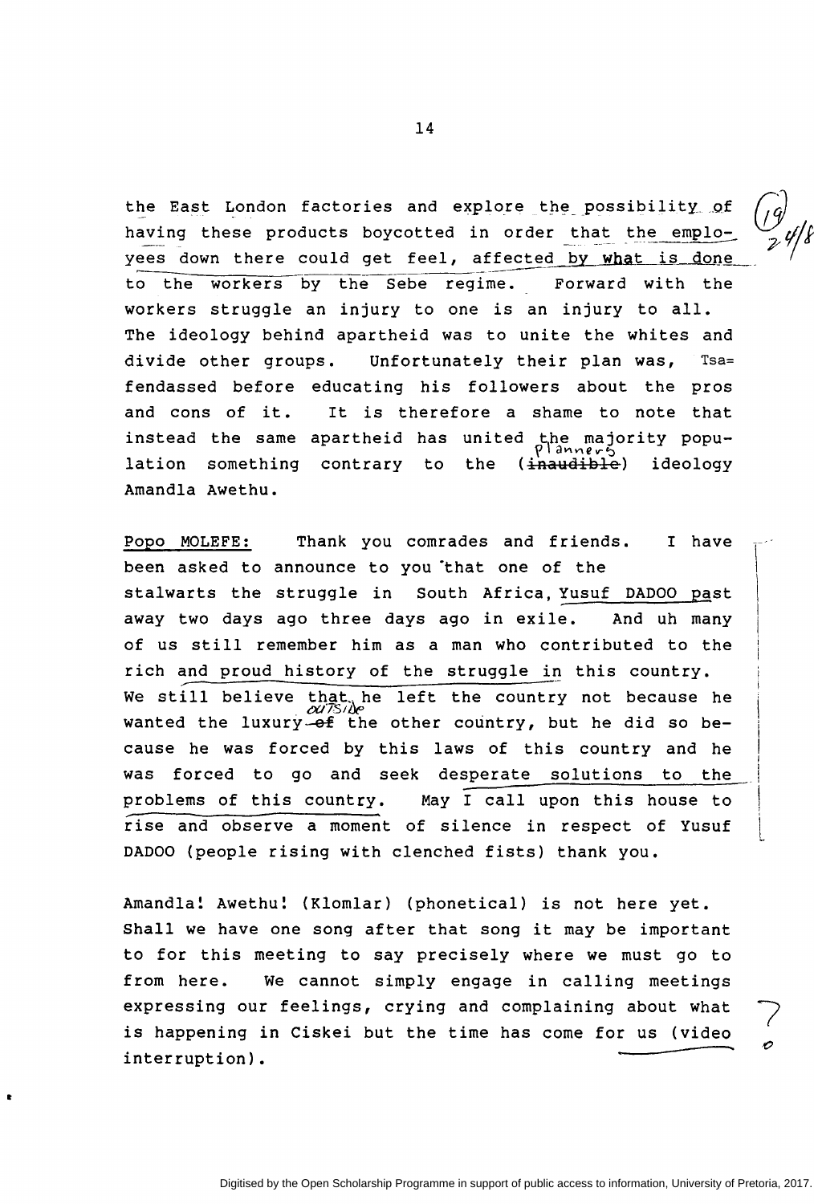the East London factories and explore the possibility of having these products boycotted in order that the employees down there could get feel, affected by what is done to the workers by the Sebe regime. Forward with the workers struggle an injury to one is an injury to all. The ideology behind apartheid was to unite the whites and divide other groups. Unfortunately their plan was, Tsa= fendassed before educating his followers about the pros and cons of it. It is therefore a shame to note that instead the same apartheid has united the majority population something contrary to the (~~inaudible~~ planners) ideology Amandla Awethu.

Popo MOLEFE: Thank you comrades and friends. I have been asked to announce to you that one of the stalwarts the struggle in South Africa, Yusuf DADOO past away two days ago three days ago in exile. And uh many of us still remember him as a man who contributed to the rich and proud history of the struggle in this country. We still believe that he left the country not because he wanted the luxury ~~of~~ outside the other country, but he did so because he was forced by this laws of this country and he was forced to go and seek desperate solutions to the problems of this country. May I call upon this house to rise and observe a moment of silence in respect of Yusuf DADOO (people rising with clenched fists) thank you.

Amandla! Awethu! (Klomlar) (phonetical) is not here yet. Shall we have one song after that song it may be important to for this meeting to say precisely where we must go to from here. We cannot simply engage in calling meetings expressing our feelings, crying and complaining about what is happening in Ciskei but the time has come for us (video interruption).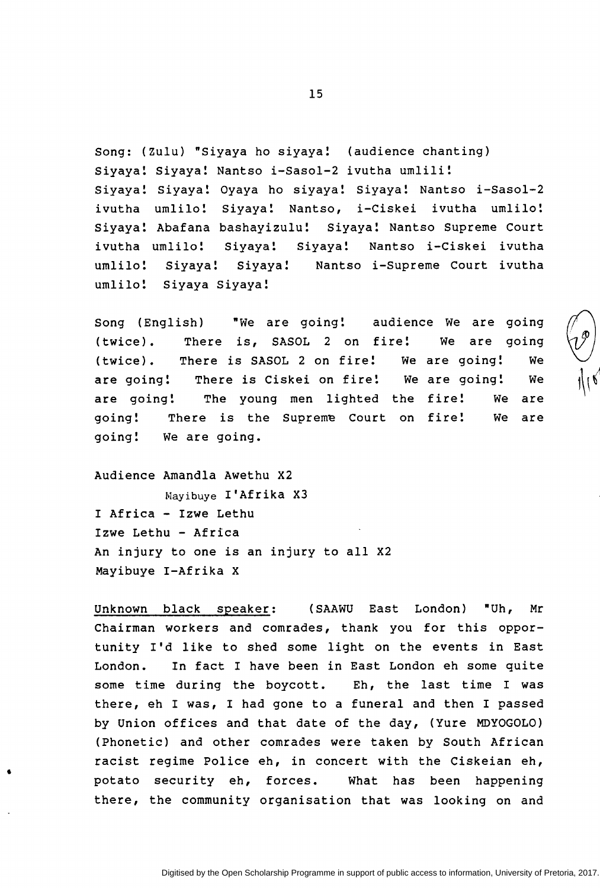Song: (Zulu) "Siyaya ho siyaya! (audience chanting) Siyaya! Siyaya! Nantso i-Sasol-2 ivutha umlili! Siyaya! Siyaya! Oyaya ho siyaya! Siyaya! Nantso i-Sasol-2 ivutha umlilo! Siyaya! Nantso, i-Ciskei ivutha umlilo! Siyaya! Abafana bashayizulu! Siyaya! Nantso Supreme Court ivutha umlilo! Siyaya! Siyaya! Nantso i-Ciskei ivutha umlilo! Siyaya! Siyaya! Nantso i-Supreme Court ivutha umlilo! Siyaya Siyaya!

Song (English) "We are going! audience We are going (twice). There is, SASOL 2 on fire! We are going (twice). There is SASOL 2 on fire! We are going! We are going! There is Ciskei on fire! We are going! We are going! The young men lighted the fire! We are going! There is the Supreme Court on fire! We are going! We are going.

Audience Amandla Awethu X2
Mayibuye I'Afrika X3
I Africa - Izwe Lethu
Izwe Lethu - Africa
An injury to one is an injury to all X2
Mayibuye I-Afrika X

Unknown black speaker: (SAAWU East London) "Uh, Mr Chairman workers and comrades, thank you for this opportunity I'd like to shed some light on the events in East London. In fact I have been in East London eh some quite some time during the boycott. Eh, the last time I was there, eh I was, I had gone to a funeral and then I passed by Union offices and that date of the day, (Yure MDYOGOLO) (Phonetic) and other comrades were taken by South African racist regime Police eh, in concert with the Ciskeian eh, potato security eh, forces. What has been happening there, the community organisation that was looking on and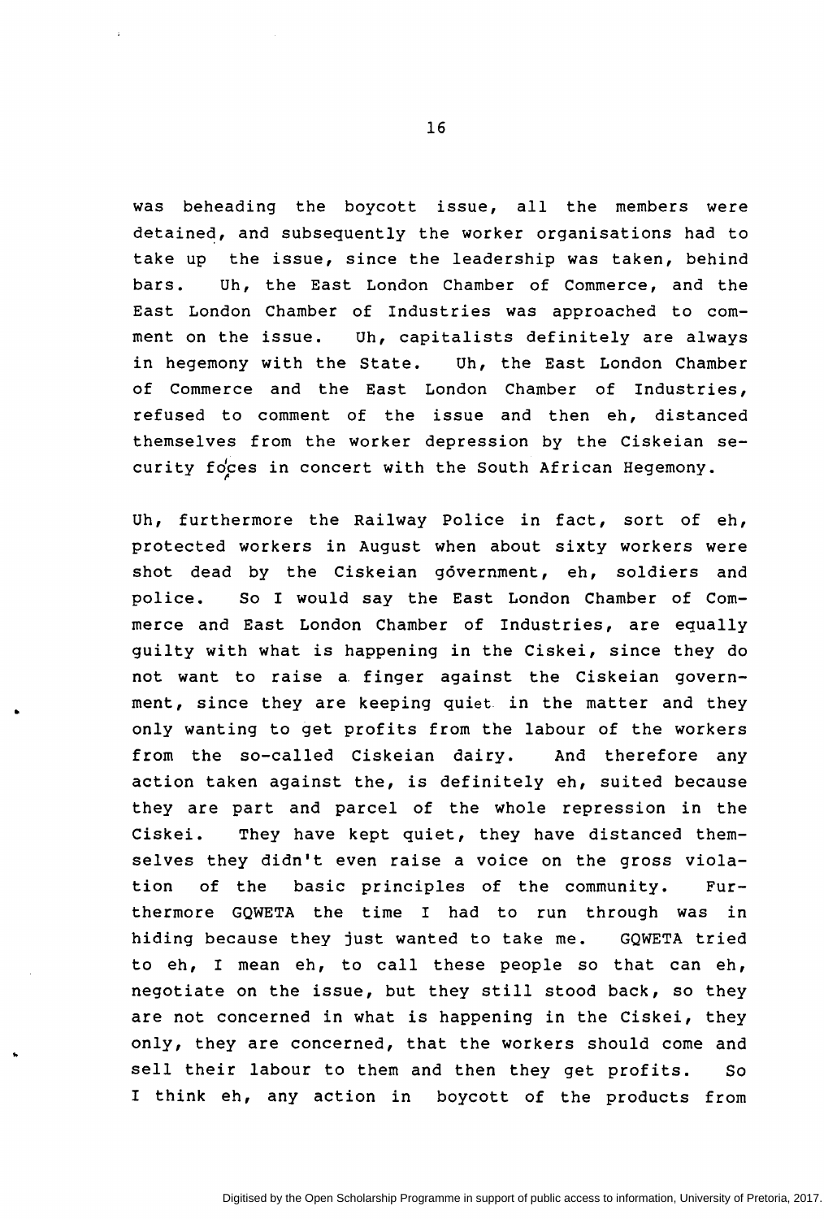was beheading the boycott issue, all the members were detained, and subsequently the worker organisations had to take up the issue, since the leadership was taken, behind bars. Uh, the East London Chamber of Commerce, and the East London Chamber of Industries was approached to comment on the issue. Uh, capitalists definitely are always in hegemony with the State. Uh, the East London Chamber of Commerce and the East London Chamber of Industries, refused to comment of the issue and then eh, distanced themselves from the worker depression by the Ciskeian security forces in concert with the South African Hegemony.

Uh, furthermore the Railway Police in fact, sort of eh, protected workers in August when about sixty workers were shot dead by the Ciskeian government, eh, soldiers and police. So I would say the East London Chamber of Commerce and East London Chamber of Industries, are equally guilty with what is happening in the Ciskei, since they do not want to raise a finger against the Ciskeian government, since they are keeping quiet in the matter and they only wanting to get profits from the labour of the workers from the so-called Ciskeian dairy. And therefore any action taken against the, is definitely eh, suited because they are part and parcel of the whole repression in the Ciskei. They have kept quiet, they have distanced themselves they didn't even raise a voice on the gross violation of the basic principles of the community. Furthermore GQWETA the time I had to run through was in hiding because they just wanted to take me. GQWETA tried to eh, I mean eh, to call these people so that can eh, negotiate on the issue, but they still stood back, so they are not concerned in what is happening in the Ciskei, they only, they are concerned, that the workers should come and sell their labour to them and then they get profits. So I think eh, any action in boycott of the products from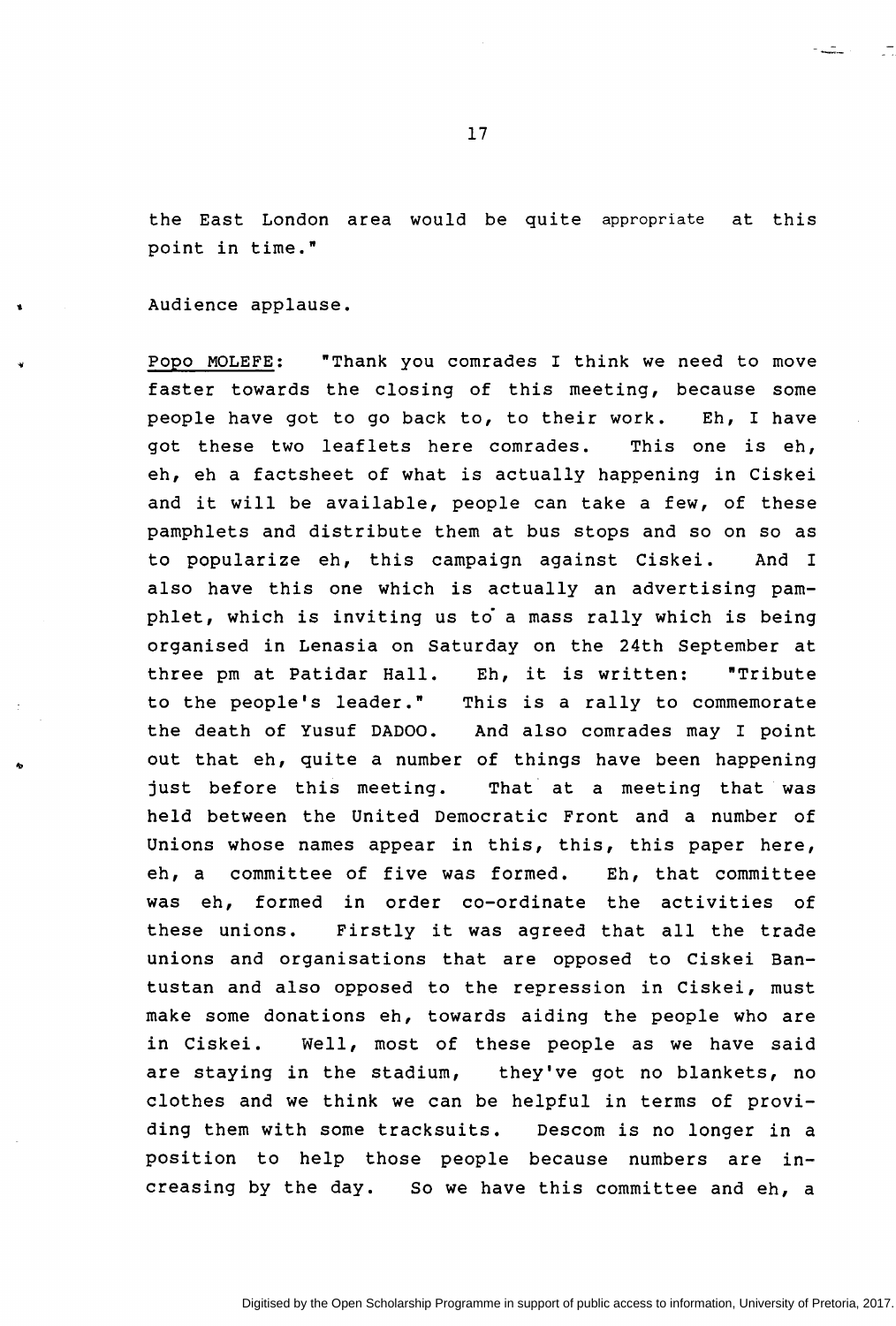the East London area would be quite appropriate at this point in time."

Audience applause.

Popo MOLEFE: "Thank you comrades I think we need to move faster towards the closing of this meeting, because some people have got to go back to, to their work. Eh, I have got these two leaflets here comrades. This one is eh, eh, eh a factsheet of what is actually happening in Ciskei and it will be available, people can take a few, of these pamphlets and distribute them at bus stops and so on so as to popularize eh, this campaign against Ciskei. And I also have this one which is actually an advertising pamphlet, which is inviting us to a mass rally which is being organised in Lenasia on Saturday on the 24th September at three pm at Patidar Hall. Eh, it is written: "Tribute to the people's leader." This is a rally to commemorate the death of Yusuf DADOO. And also comrades may I point out that eh, quite a number of things have been happening just before this meeting. That at a meeting that was held between the United Democratic Front and a number of Unions whose names appear in this, this, this paper here, eh, a committee of five was formed. Eh, that committee was eh, formed in order co-ordinate the activities of these unions. Firstly it was agreed that all the trade unions and organisations that are opposed to Ciskei Bantustan and also opposed to the repression in Ciskei, must make some donations eh, towards aiding the people who are in Ciskei. Well, most of these people as we have said are staying in the stadium, they've got no blankets, no clothes and we think we can be helpful in terms of providing them with some tracksuits. Descom is no longer in a position to help those people because numbers are increasing by the day. So we have this committee and eh, a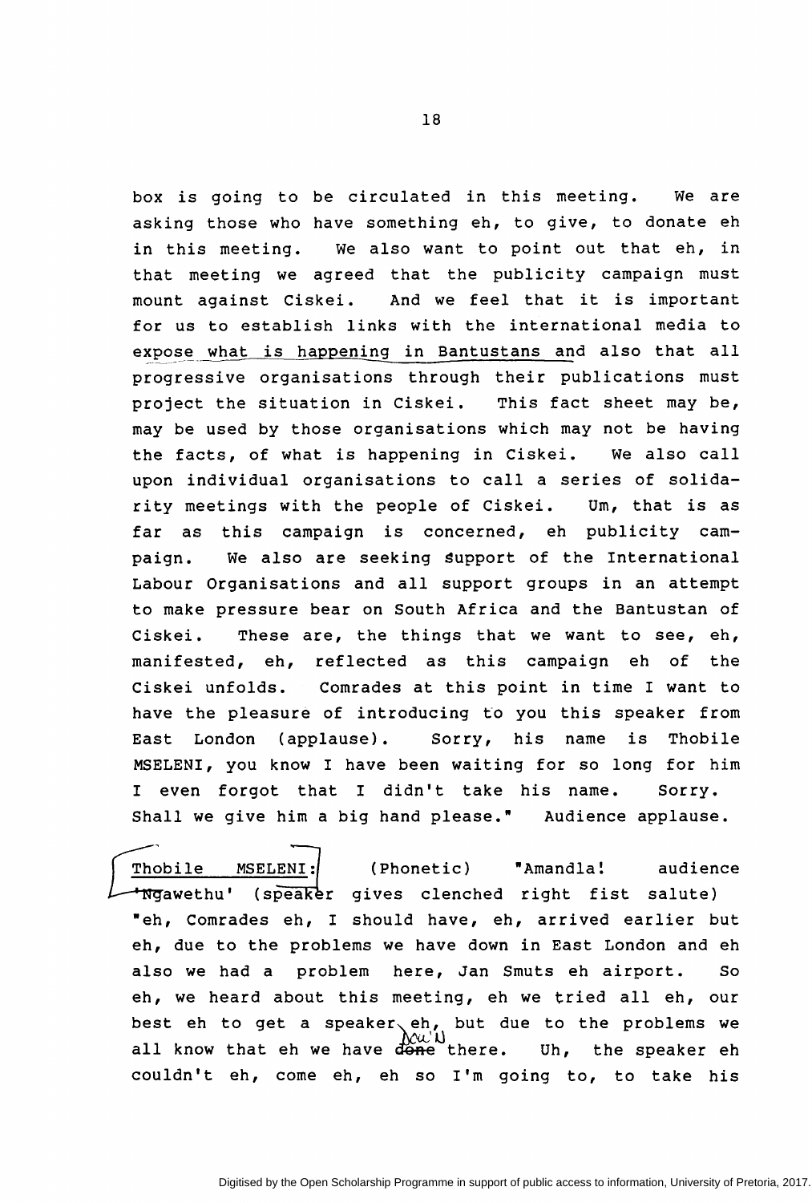box is going to be circulated in this meeting. We are asking those who have something eh, to give, to donate eh in this meeting. We also want to point out that eh, in that meeting we agreed that the publicity campaign must mount against Ciskei. And we feel that it is important for us to establish links with the international media to expose what is happening in Bantustans and also that all progressive organisations through their publications must project the situation in Ciskei. This fact sheet may be, may be used by those organisations which may not be having the facts, of what is happening in Ciskei. We also call upon individual organisations to call a series of solidarity meetings with the people of Ciskei. Um, that is as far as this campaign is concerned, eh publicity campaign. We also are seeking support of the International Labour Organisations and all support groups in an attempt to make pressure bear on South Africa and the Bantustan of Ciskei. These are, the things that we want to see, eh, manifested, eh, reflected as this campaign eh of the Ciskei unfolds. Comrades at this point in time I want to have the pleasure of introducing to you this speaker from East London (applause). Sorry, his name is Thobile MSELENI, you know I have been waiting for so long for him I even forgot that I didn't take his name. Sorry. Shall we give him a big hand please." Audience applause.

Thobile MSELENI: (Phonetic) "Amandla! audience 'Ngawethu' (speaker gives clenched right fist salute) "eh, Comrades eh, I should have, eh, arrived earlier but eh, due to the problems we have down in East London and eh also we had a problem here, Jan Smuts eh airport. So eh, we heard about this meeting, eh we tried all eh, our best eh to get a speaker eh, but due to the problems we all know that eh we have ~~done~~ down there. Uh, the speaker eh couldn't eh, come eh, eh so I'm going to, to take his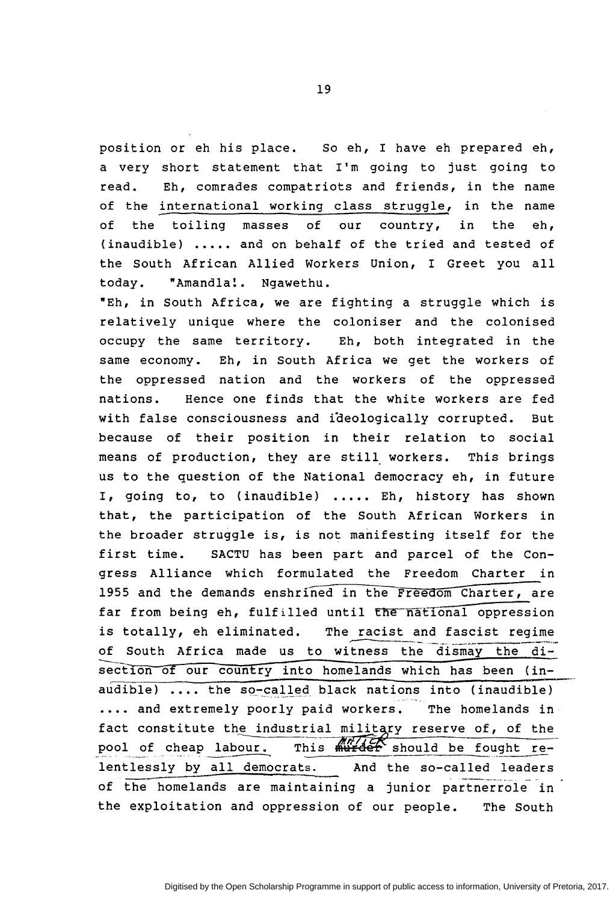position or eh his place. So eh, I have eh prepared eh, a very short statement that I'm going to just going to read. Eh, comrades compatriots and friends, in the name of the international working class struggle, in the name of the toiling masses of our country, in the eh, (inaudible) ..... and on behalf of the tried and tested of the South African Allied Workers Union, I Greet you all today. "Amandla!. Ngawethu.

"Eh, in South Africa, we are fighting a struggle which is relatively unique where the coloniser and the colonised occupy the same territory. Eh, both integrated in the same economy. Eh, in South Africa we get the workers of the oppressed nation and the workers of the oppressed nations. Hence one finds that the white workers are fed with false consciousness and ideologically corrupted. But because of their position in their relation to social means of production, they are still workers. This brings us to the question of the National democracy eh, in future I, going to, to (inaudible) ..... Eh, history has shown that, the participation of the South African Workers in the broader struggle is, is not manifesting itself for the first time. SACTU has been part and parcel of the Congress Alliance which formulated the Freedom Charter in 1955 and the demands enshrined in the Freedom Charter, are far from being eh, fulfilled until the national oppression is totally, eh eliminated. The racist and fascist regime of South Africa made us to witness the dismay the dissection of our country into homelands which has been (inaudible) .... the so-called black nations into (inaudible) .... and extremely poorly paid workers. The homelands in fact constitute the industrial military reserve of, of the pool of cheap labour. This ~~murder~~ matter should be fought relentlessly by all democrats. And the so-called leaders of the homelands are maintaining a junior partnerrole in the exploitation and oppression of our people. The South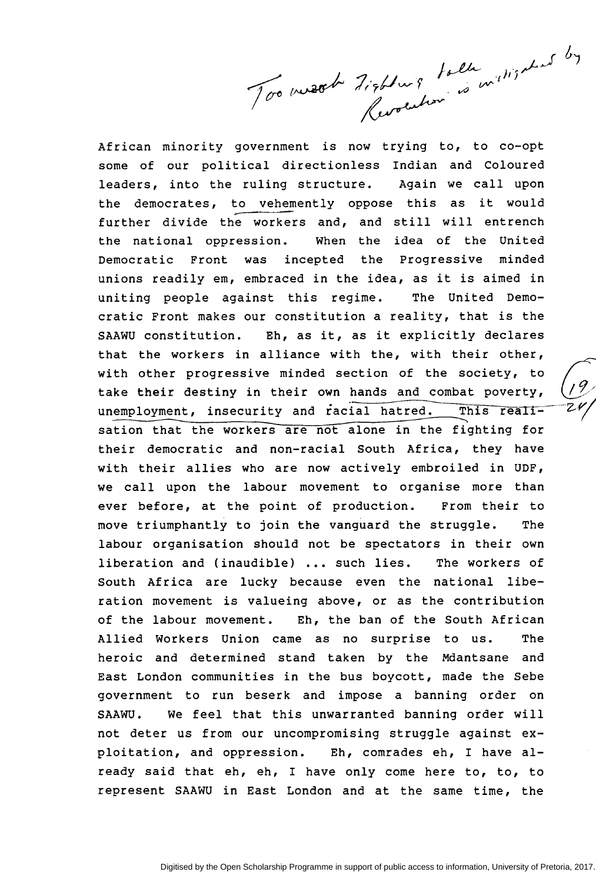Too much fighting talk is instigated by Revolution

African minority government is now trying to, to co-opt some of our political directionless Indian and Coloured leaders, into the ruling structure. Again we call upon the democrates, to vehemently oppose this as it would further divide the workers and, and still will entrench the national oppression. When the idea of the United Democratic Front was incepted the Progressive minded unions readily em, embraced in the idea, as it is aimed in uniting people against this regime. The United Democratic Front makes our constitution a reality, that is the SAAWU constitution. Eh, as it, as it explicitly declares that the workers in alliance with the, with their other, with other progressive minded section of the society, to take their destiny in their own hands and combat poverty, unemployment, insecurity and racial hatred. This realisation that the workers are not alone in the fighting for their democratic and non-racial South Africa, they have with their allies who are now actively embroiled in UDF, we call upon the labour movement to organise more than ever before, at the point of production. From their to move triumphantly to join the vanguard the struggle. The labour organisation should not be spectators in their own liberation and (inaudible) ... such lies. The workers of South Africa are lucky because even the national liberation movement is valueing above, or as the contribution of the labour movement. Eh, the ban of the South African Allied Workers Union came as no surprise to us. The heroic and determined stand taken by the Mdantsane and East London communities in the bus boycott, made the Sebe government to run beserk and impose a banning order on SAAWU. We feel that this unwarranted banning order will not deter us from our uncompromising struggle against exploitation, and oppression. Eh, comrades eh, I have already said that eh, eh, I have only come here to, to, to represent SAAWU in East London and at the same time, the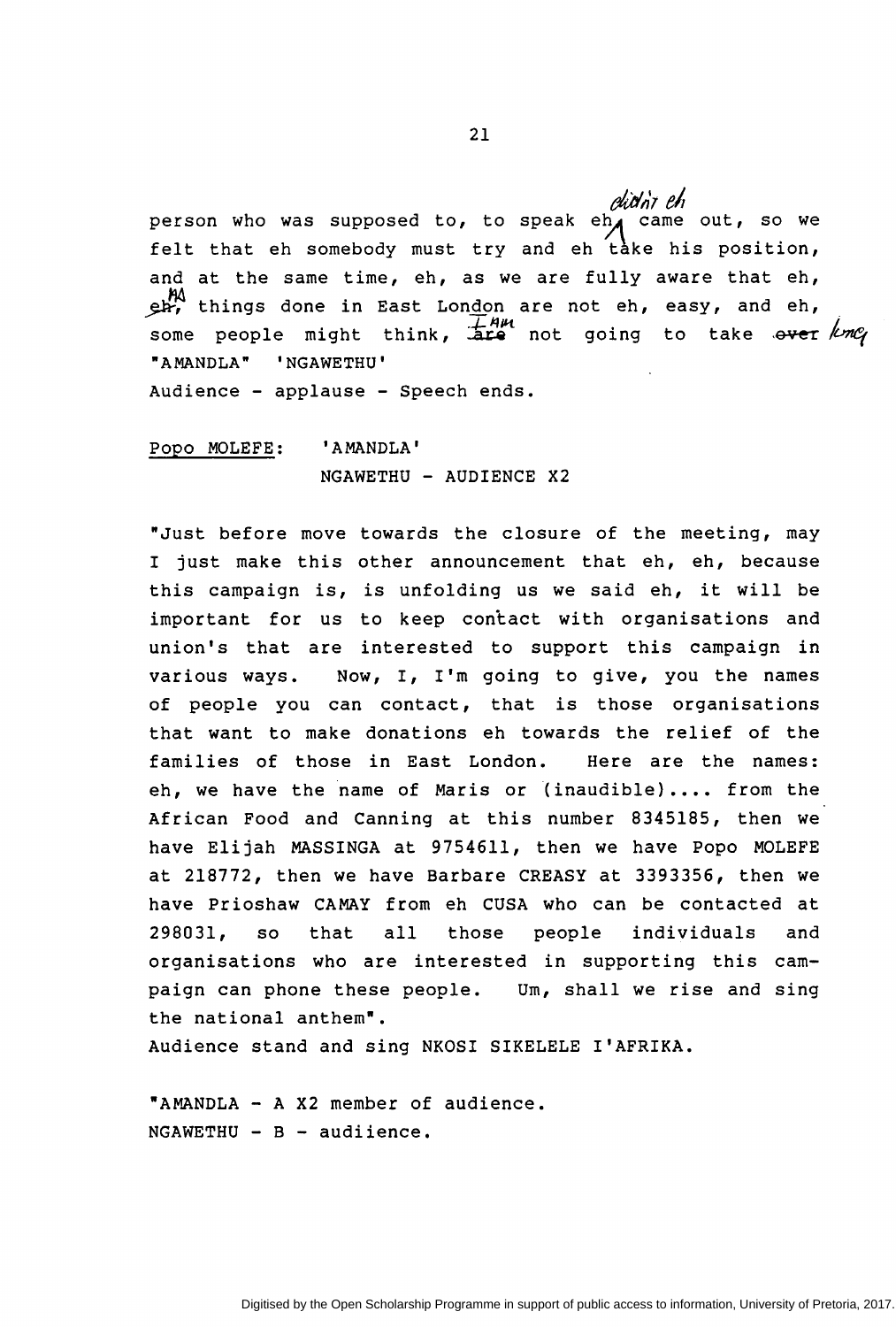person who was supposed to, to speak eh, didn't eh came out, so we felt that eh somebody must try and eh take his position, and at the same time, eh, as we are fully aware that eh, ~~eh,~~ MA things done in East London are not eh, easy, and eh, some people might think, ~~are~~ I am not going to take ~~over~~ long "AMANDLA" 'NGAWETHU'

Audience - applause - Speech ends.

Popo MOLEFE: 'AMANDLA'

NGAWETHU - AUDIENCE X2

"Just before move towards the closure of the meeting, may I just make this other announcement that eh, eh, because this campaign is, is unfolding us we said eh, it will be important for us to keep contact with organisations and union's that are interested to support this campaign in various ways. Now, I, I'm going to give, you the names of people you can contact, that is those organisations that want to make donations eh towards the relief of the families of those in East London. Here are the names: eh, we have the name of Maris or (inaudible).... from the African Food and Canning at this number 8345185, then we have Elijah MASSINGA at 9754611, then we have Popo MOLEFE at 218772, then we have Barbare CREASY at 3393356, then we have Prioshaw CAMAY from eh CUSA who can be contacted at 298031, so that all those people individuals and organisations who are interested in supporting this campaign can phone these people. Um, shall we rise and sing the national anthem".

Audience stand and sing NKOSI SIKELELE I'AFRIKA.

"AMANDLA - A X2 member of audience.

NGAWETHU - B - audiience.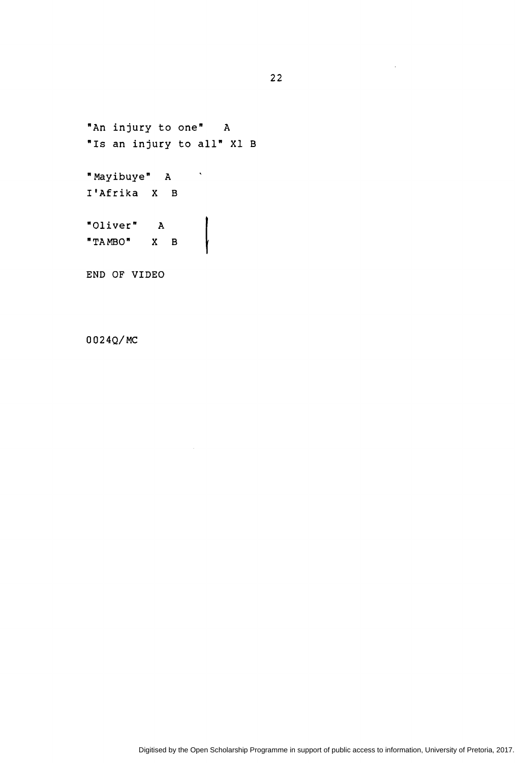"An injury to one" A
"Is an injury to all" Xl B

"Mayibuye" A
I'Afrika X B

"Oliver" A
"TAMBO" X B

END OF VIDEO

0024Q/MC